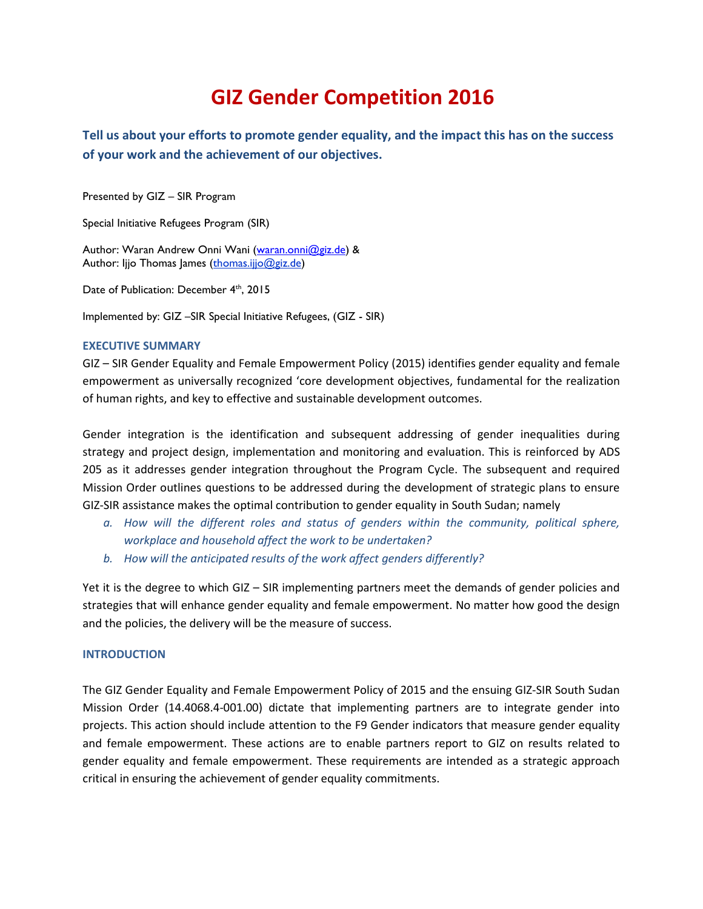# GIZ Gender Competition 2016

## Tell us about your efforts to promote gender equality, and the impact this has on the success of your work and the achievement of our objectives.

Presented by GIZ – SIR Program

Special Initiative Refugees Program (SIR)

Author: Waran Andrew Onni Wani (waran.onni@giz.de) &
Author: Ijjo Thomas James (thomas.ijjo@giz.de)

Date of Publication: December 4th, 2015

Implemented by: GIZ –SIR Special Initiative Refugees, (GIZ - SIR)

### EXECUTIVE SUMMARY

GIZ – SIR Gender Equality and Female Empowerment Policy (2015) identifies gender equality and female empowerment as universally recognized 'core development objectives, fundamental for the realization of human rights, and key to effective and sustainable development outcomes.

Gender integration is the identification and subsequent addressing of gender inequalities during strategy and project design, implementation and monitoring and evaluation. This is reinforced by ADS 205 as it addresses gender integration throughout the Program Cycle. The subsequent and required Mission Order outlines questions to be addressed during the development of strategic plans to ensure GIZ-SIR assistance makes the optimal contribution to gender equality in South Sudan; namely

a. *How will the different roles and status of genders within the community, political sphere, workplace and household affect the work to be undertaken?*
b. *How will the anticipated results of the work affect genders differently?*

Yet it is the degree to which GIZ – SIR implementing partners meet the demands of gender policies and strategies that will enhance gender equality and female empowerment. No matter how good the design and the policies, the delivery will be the measure of success.

### INTRODUCTION

The GIZ Gender Equality and Female Empowerment Policy of 2015 and the ensuing GIZ-SIR South Sudan Mission Order (14.4068.4-001.00) dictate that implementing partners are to integrate gender into projects. This action should include attention to the F9 Gender indicators that measure gender equality and female empowerment. These actions are to enable partners report to GIZ on results related to gender equality and female empowerment. These requirements are intended as a strategic approach critical in ensuring the achievement of gender equality commitments.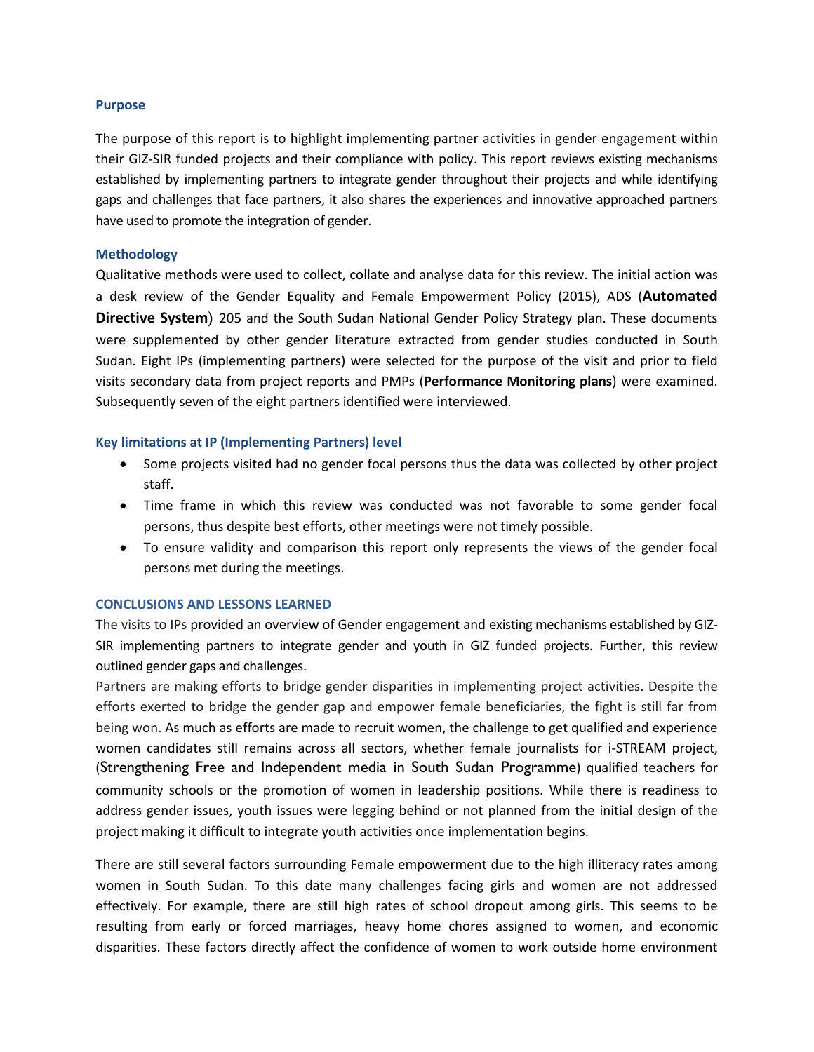### Purpose

The purpose of this report is to highlight implementing partner activities in gender engagement within their GIZ-SIR funded projects and their compliance with policy. This report reviews existing mechanisms established by implementing partners to integrate gender throughout their projects and while identifying gaps and challenges that face partners, it also shares the experiences and innovative approached partners have used to promote the integration of gender.

### Methodology

Qualitative methods were used to collect, collate and analyse data for this review. The initial action was a desk review of the Gender Equality and Female Empowerment Policy (2015), ADS (**Automated Directive System**) 205 and the South Sudan National Gender Policy Strategy plan. These documents were supplemented by other gender literature extracted from gender studies conducted in South Sudan. Eight IPs (implementing partners) were selected for the purpose of the visit and prior to field visits secondary data from project reports and PMPs (**Performance Monitoring plans**) were examined. Subsequently seven of the eight partners identified were interviewed.

### Key limitations at IP (Implementing Partners) level

- Some projects visited had no gender focal persons thus the data was collected by other project staff.
- Time frame in which this review was conducted was not favorable to some gender focal persons, thus despite best efforts, other meetings were not timely possible.
- To ensure validity and comparison this report only represents the views of the gender focal persons met during the meetings.

### CONCLUSIONS AND LESSONS LEARNED

The visits to IPs provided an overview of Gender engagement and existing mechanisms established by GIZ-SIR implementing partners to integrate gender and youth in GIZ funded projects. Further, this review outlined gender gaps and challenges.

Partners are making efforts to bridge gender disparities in implementing project activities. Despite the efforts exerted to bridge the gender gap and empower female beneficiaries, the fight is still far from being won. As much as efforts are made to recruit women, the challenge to get qualified and experience women candidates still remains across all sectors, whether female journalists for i-STREAM project, (Strengthening Free and Independent media in South Sudan Programme) qualified teachers for community schools or the promotion of women in leadership positions. While there is readiness to address gender issues, youth issues were legging behind or not planned from the initial design of the project making it difficult to integrate youth activities once implementation begins.

There are still several factors surrounding Female empowerment due to the high illiteracy rates among women in South Sudan. To this date many challenges facing girls and women are not addressed effectively. For example, there are still high rates of school dropout among girls. This seems to be resulting from early or forced marriages, heavy home chores assigned to women, and economic disparities. These factors directly affect the confidence of women to work outside home environment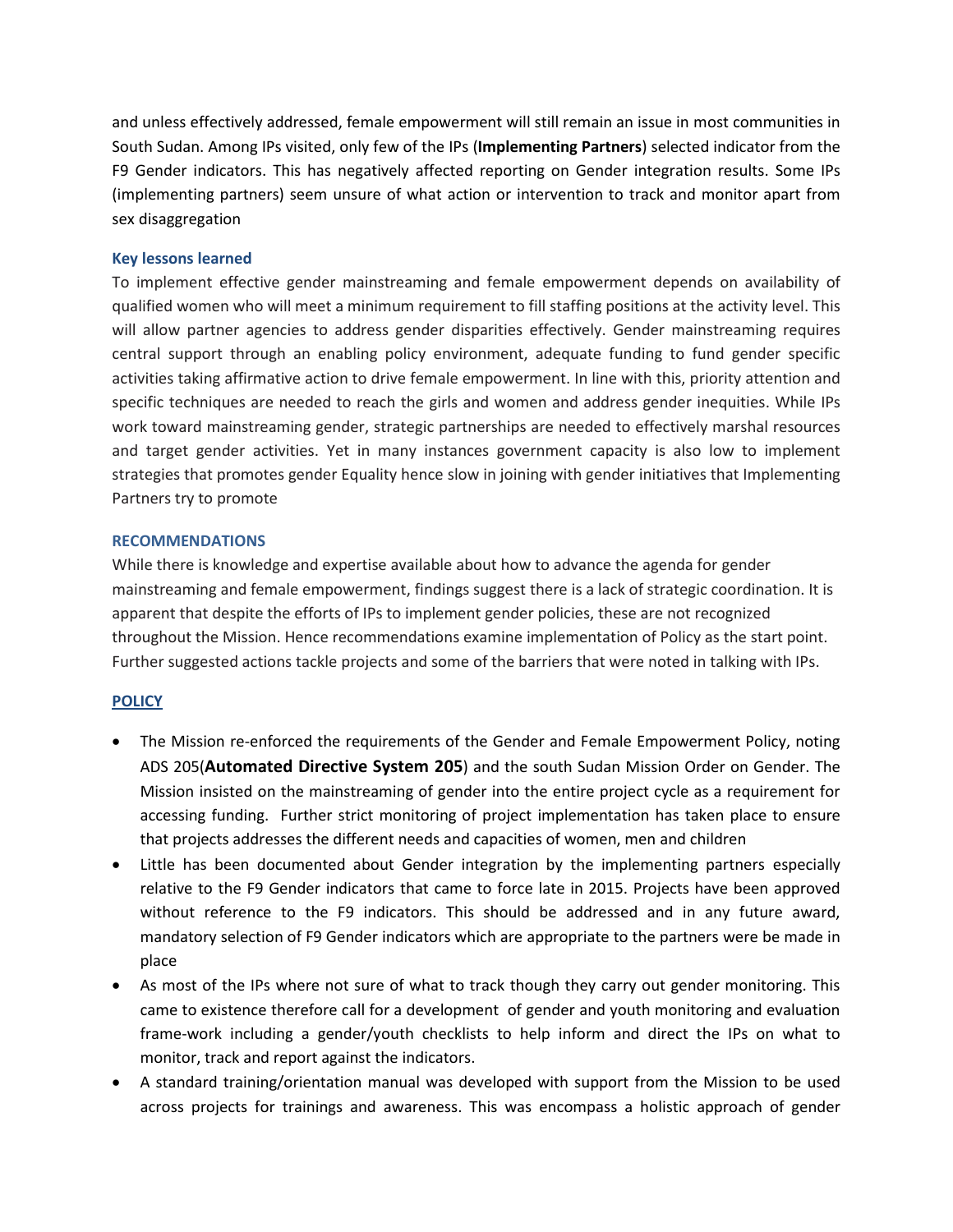and unless effectively addressed, female empowerment will still remain an issue in most communities in South Sudan. Among IPs visited, only few of the IPs (**Implementing Partners**) selected indicator from the F9 Gender indicators. This has negatively affected reporting on Gender integration results. Some IPs (implementing partners) seem unsure of what action or intervention to track and monitor apart from sex disaggregation

### Key lessons learned

To implement effective gender mainstreaming and female empowerment depends on availability of qualified women who will meet a minimum requirement to fill staffing positions at the activity level. This will allow partner agencies to address gender disparities effectively. Gender mainstreaming requires central support through an enabling policy environment, adequate funding to fund gender specific activities taking affirmative action to drive female empowerment. In line with this, priority attention and specific techniques are needed to reach the girls and women and address gender inequities. While IPs work toward mainstreaming gender, strategic partnerships are needed to effectively marshal resources and target gender activities. Yet in many instances government capacity is also low to implement strategies that promotes gender Equality hence slow in joining with gender initiatives that Implementing Partners try to promote

### RECOMMENDATIONS

While there is knowledge and expertise available about how to advance the agenda for gender mainstreaming and female empowerment, findings suggest there is a lack of strategic coordination. It is apparent that despite the efforts of IPs to implement gender policies, these are not recognized throughout the Mission. Hence recommendations examine implementation of Policy as the start point. Further suggested actions tackle projects and some of the barriers that were noted in talking with IPs.

### POLICY

- The Mission re-enforced the requirements of the Gender and Female Empowerment Policy, noting ADS 205(**Automated Directive System 205**) and the south Sudan Mission Order on Gender. The Mission insisted on the mainstreaming of gender into the entire project cycle as a requirement for accessing funding. Further strict monitoring of project implementation has taken place to ensure that projects addresses the different needs and capacities of women, men and children
- Little has been documented about Gender integration by the implementing partners especially relative to the F9 Gender indicators that came to force late in 2015. Projects have been approved without reference to the F9 indicators. This should be addressed and in any future award, mandatory selection of F9 Gender indicators which are appropriate to the partners were be made in place
- As most of the IPs where not sure of what to track though they carry out gender monitoring. This came to existence therefore call for a development of gender and youth monitoring and evaluation frame-work including a gender/youth checklists to help inform and direct the IPs on what to monitor, track and report against the indicators.
- A standard training/orientation manual was developed with support from the Mission to be used across projects for trainings and awareness. This was encompass a holistic approach of gender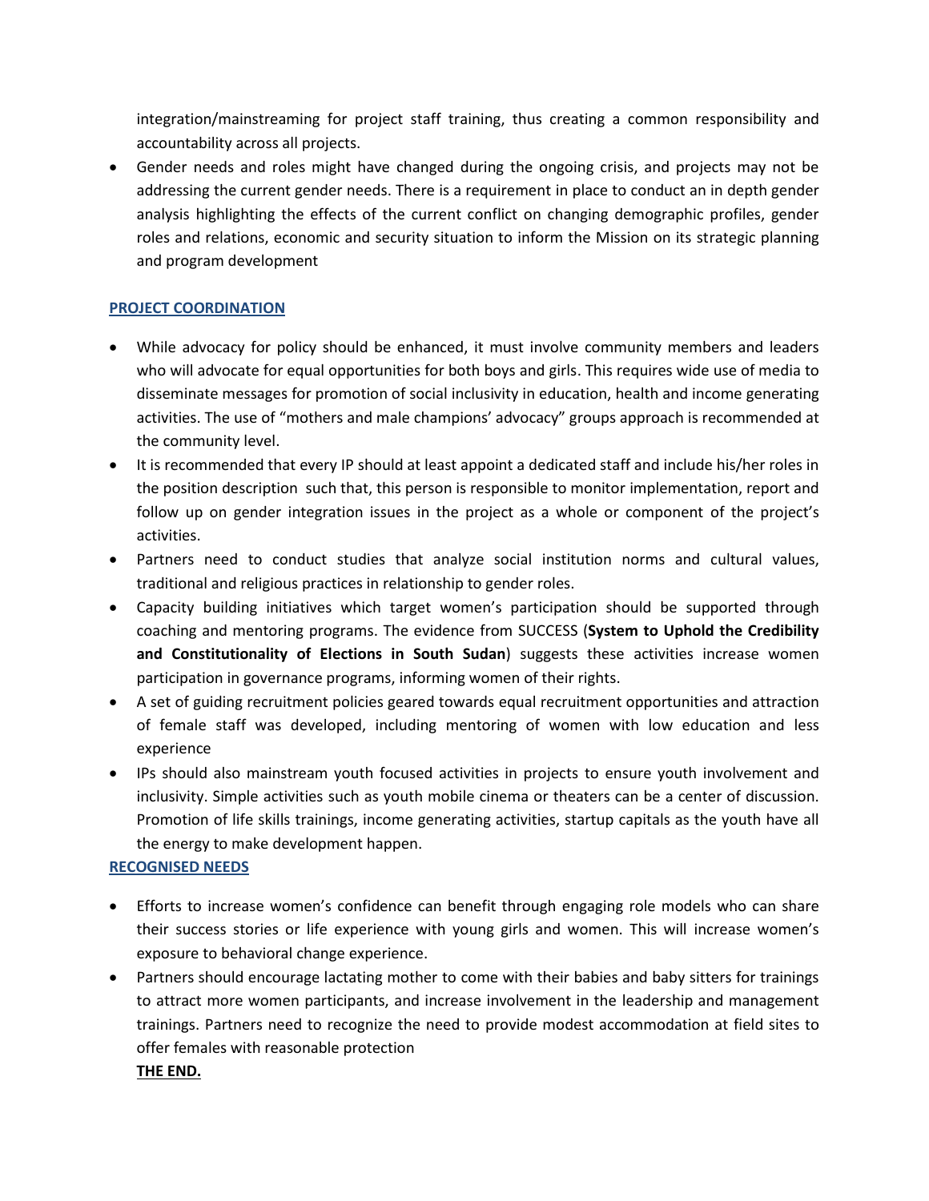integration/mainstreaming for project staff training, thus creating a common responsibility and accountability across all projects.

- Gender needs and roles might have changed during the ongoing crisis, and projects may not be addressing the current gender needs. There is a requirement in place to conduct an in depth gender analysis highlighting the effects of the current conflict on changing demographic profiles, gender roles and relations, economic and security situation to inform the Mission on its strategic planning and program development

## PROJECT COORDINATION

- While advocacy for policy should be enhanced, it must involve community members and leaders who will advocate for equal opportunities for both boys and girls. This requires wide use of media to disseminate messages for promotion of social inclusivity in education, health and income generating activities. The use of "mothers and male champions' advocacy" groups approach is recommended at the community level.
- It is recommended that every IP should at least appoint a dedicated staff and include his/her roles in the position description such that, this person is responsible to monitor implementation, report and follow up on gender integration issues in the project as a whole or component of the project's activities.
- Partners need to conduct studies that analyze social institution norms and cultural values, traditional and religious practices in relationship to gender roles.
- Capacity building initiatives which target women's participation should be supported through coaching and mentoring programs. The evidence from SUCCESS (**System to Uphold the Credibility and Constitutionality of Elections in South Sudan**) suggests these activities increase women participation in governance programs, informing women of their rights.
- A set of guiding recruitment policies geared towards equal recruitment opportunities and attraction of female staff was developed, including mentoring of women with low education and less experience
- IPs should also mainstream youth focused activities in projects to ensure youth involvement and inclusivity. Simple activities such as youth mobile cinema or theaters can be a center of discussion. Promotion of life skills trainings, income generating activities, startup capitals as the youth have all the energy to make development happen.

## RECOGNISED NEEDS

- Efforts to increase women's confidence can benefit through engaging role models who can share their success stories or life experience with young girls and women. This will increase women's exposure to behavioral change experience.
- Partners should encourage lactating mother to come with their babies and baby sitters for trainings to attract more women participants, and increase involvement in the leadership and management trainings. Partners need to recognize the need to provide modest accommodation at field sites to offer females with reasonable protection

**THE END.**